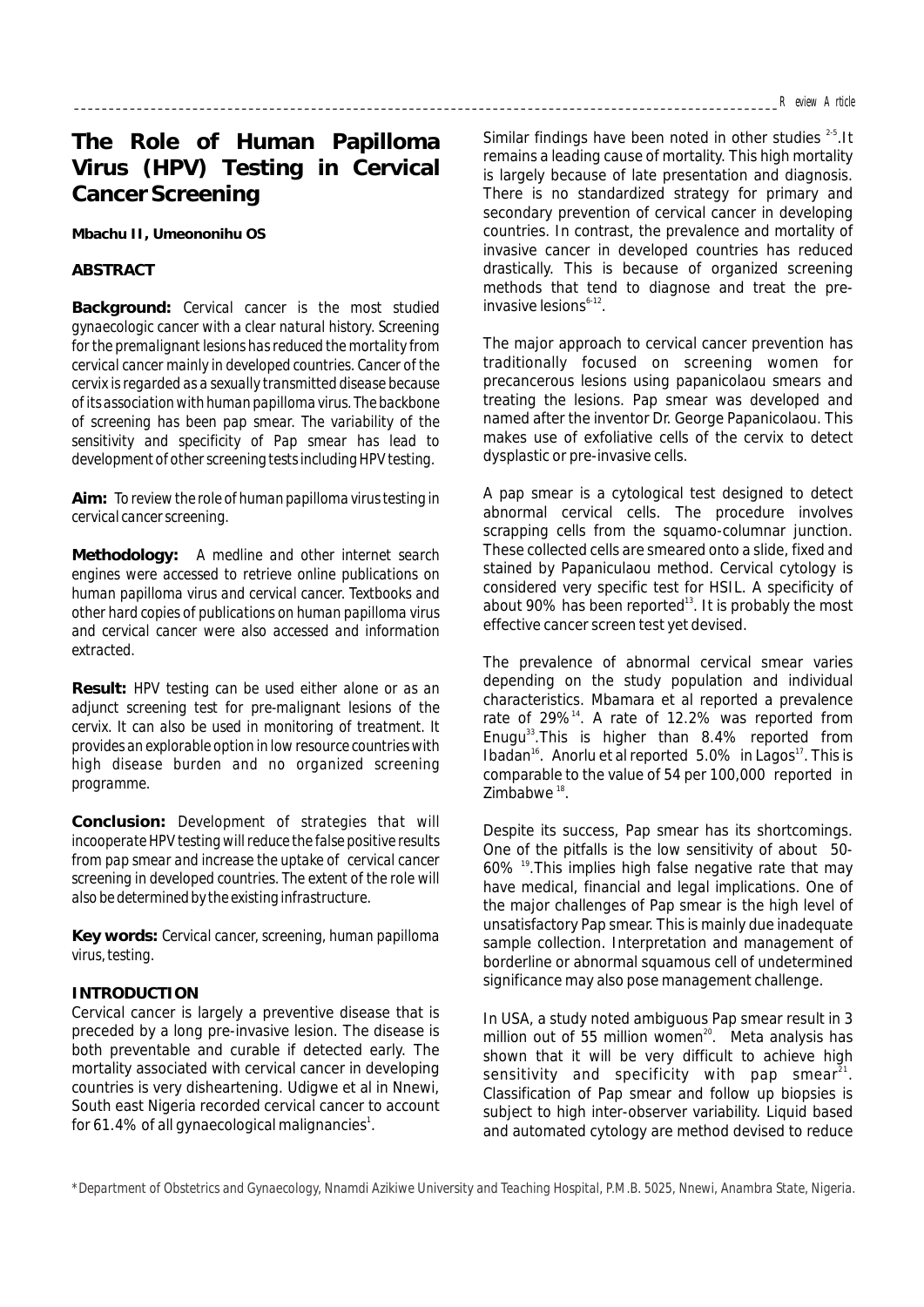# The Role of Human Papilloma Virus (HPV) Testing in Cervical Cancer Screening

**Mbachu II, Umeononihu OS**

## ABSTRACT

**Background:** *Cervical cancer is the most studied gynaecologic cancer with a clear natural history. Screening for the premalignant lesions has reduced the mortality from cervical cancer mainly in developed countries. Cancer of the cervix is regarded as a sexually transmitted disease because of its association with human papilloma virus. The backbone of screening has been pap smear. The variability of the sensitivity and specificity of Pap smear has lead to development of other screening tests including HPV testing.*

**Aim:** *To review the role of human papilloma virus testing in cervical cancer screening.*

**Methodology:** *A medline and other internet search engines were accessed to retrieve online publications on human papilloma virus and cervical cancer. Textbooks and other hard copies of publications on human papilloma virus and cervical cancer were also accessed and information extracted.*

**Result:** *HPV testing can be used either alone or as an adjunct screening test for pre-malignant lesions of the cervix. It can also be used in monitoring of treatment. It provides an explorable option in low resource countries with high disease burden and no organized screening programme.*

**Conclusion:** *Development of strategies that will incooperate HPV testing will reduce the false positive results from pap smear and increase the uptake of cervical cancer screening in developed countries. The extent of the role will also be determined by the existing infrastructure.*

**Key words:** *Cervical cancer, screening, human papilloma virus, testing.*

## INTRODUCTION

Cervical cancer is largely a preventive disease that is preceded by a long pre-invasive lesion. The disease is both preventable and curable if detected early. The mortality associated with cervical cancer in developing countries is very disheartening. Udigwe et al in Nnewi, South east Nigeria recorded cervical cancer to account for 61.4% of all gynaecological malignancies[1]. Similar findings have been noted in other studies [2-5]. It remains a leading cause of mortality. This high mortality is largely because of late presentation and diagnosis. There is no standardized strategy for primary and secondary prevention of cervical cancer in developing countries. In contrast, the prevalence and mortality of invasive cancer in developed countries has reduced drastically. This is because of organized screening methods that tend to diagnose and treat the pre-invasive lesions[6-12].

The major approach to cervical cancer prevention has traditionally focused on screening women for precancerous lesions using papanicolaou smears and treating the lesions. Pap smear was developed and named after the inventor Dr. George Papanicolaou. This makes use of exfoliative cells of the cervix to detect dysplastic or pre-invasive cells.

A pap smear is a cytological test designed to detect abnormal cervical cells. The procedure involves scrapping cells from the squamo-columnar junction. These collected cells are smeared onto a slide, fixed and stained by Papaniculaou method. Cervical cytology is considered very specific test for HSIL. A specificity of about 90% has been reported[13]. It is probably the most effective cancer screen test yet devised.

The prevalence of abnormal cervical smear varies depending on the study population and individual characteristics. Mbamara et al reported a prevalence rate of 29%[14]. A rate of 12.2% was reported from Enugu[33]. This is higher than 8.4% reported from Ibadan[16]. Anorlu et al reported 5.0% in Lagos[17]. This is comparable to the value of 54 per 100,000 reported in Zimbabwe [18].

Despite its success, Pap smear has its shortcomings. One of the pitfalls is the low sensitivity of about 50-60% [19]. This implies high false negative rate that may have medical, financial and legal implications. One of the major challenges of Pap smear is the high level of unsatisfactory Pap smear. This is mainly due inadequate sample collection. Interpretation and management of borderline or abnormal squamous cell of undetermined significance may also pose management challenge.

In USA, a study noted ambiguous Pap smear result in 3 million out of 55 million women[20]. Meta analysis has shown that it will be very difficult to achieve high sensitivity and specificity with pap smear[21]. Classification of Pap smear and follow up biopsies is subject to high inter-observer variability. Liquid based and automated cytology are method devised to reduce

*Department of Obstetrics and Gynaecology, Nnamdi Azikiwe University and Teaching Hospital, P.M.B. 5025, Nnewi, Anambra State, Nigeria.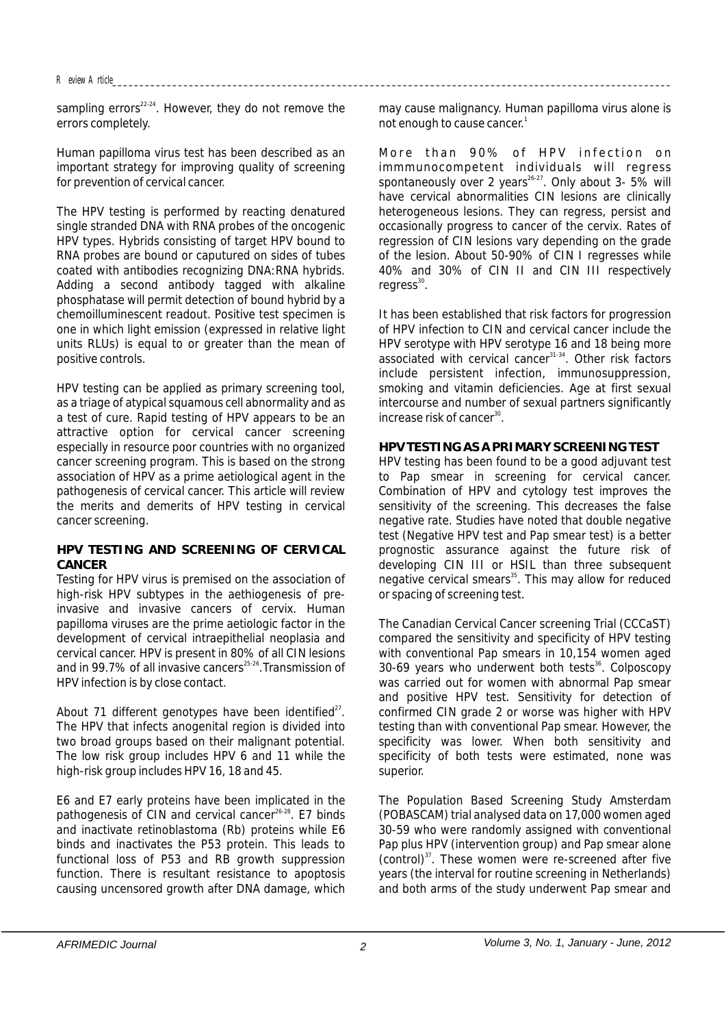sampling errors[22-24]. However, they do not remove the errors completely.

Human papilloma virus test has been described as an important strategy for improving quality of screening for prevention of cervical cancer.

The HPV testing is performed by reacting denatured single stranded DNA with RNA probes of the oncogenic HPV types. Hybrids consisting of target HPV bound to RNA probes are bound or caputured on sides of tubes coated with antibodies recognizing DNA:RNA hybrids. Adding a second antibody tagged with alkaline phosphatase will permit detection of bound hybrid by a chemoilluminescent readout. Positive test specimen is one in which light emission (expressed in relative light units RLUs) is equal to or greater than the mean of positive controls.

HPV testing can be applied as primary screening tool, as a triage of atypical squamous cell abnormality and as a test of cure. Rapid testing of HPV appears to be an attractive option for cervical cancer screening especially in resource poor countries with no organized cancer screening program. This is based on the strong association of HPV as a prime aetiological agent in the pathogenesis of cervical cancer. This article will review the merits and demerits of HPV testing in cervical cancer screening.

## HPV TESTING AND SCREENING OF CERVICAL CANCER

Testing for HPV virus is premised on the association of high-risk HPV subtypes in the aethiogenesis of pre-invasive and invasive cancers of cervix. Human papilloma viruses are the prime aetiologic factor in the development of cervical intraepithelial neoplasia and cervical cancer. HPV is present in 80% of all CIN lesions and in 99.7% of all invasive cancers[25-26]. Transmission of HPV infection is by close contact.

About 71 different genotypes have been identified[27]. The HPV that infects anogenital region is divided into two broad groups based on their malignant potential. The low risk group includes HPV 6 and 11 while the high-risk group includes HPV 16, 18 and 45.

E6 and E7 early proteins have been implicated in the pathogenesis of CIN and cervical cancer[26-28]. E7 binds and inactivate retinoblastoma (Rb) proteins while E6 binds and inactivates the P53 protein. This leads to functional loss of P53 and RB growth suppression function. There is resultant resistance to apoptosis causing uncensored growth after DNA damage, which may cause malignancy. Human papilloma virus alone is not enough to cause cancer.[1]

More than 90% of HPV infection on immmunocompetent individuals will regress spontaneously over 2 years[26-27]. Only about 3- 5% will have cervical abnormalities CIN lesions are clinically heterogeneous lesions. They can regress, persist and occasionally progress to cancer of the cervix. Rates of regression of CIN lesions vary depending on the grade of the lesion. About 50-90% of CIN I regresses while 40% and 30% of CIN II and CIN III respectively regress[30].

It has been established that risk factors for progression of HPV infection to CIN and cervical cancer include the HPV serotype with HPV serotype 16 and 18 being more associated with cervical cancer[31-34]. Other risk factors include persistent infection, immunosuppression, smoking and vitamin deficiencies. Age at first sexual intercourse and number of sexual partners significantly increase risk of cancer[30].

## HPV TESTING AS A PRIMARY SCREENING TEST

HPV testing has been found to be a good adjuvant test to Pap smear in screening for cervical cancer. Combination of HPV and cytology test improves the sensitivity of the screening. This decreases the false negative rate. Studies have noted that double negative test (Negative HPV test and Pap smear test) is a better prognostic assurance against the future risk of developing CIN III or HSIL than three subsequent negative cervical smears[35]. This may allow for reduced or spacing of screening test.

The Canadian Cervical Cancer screening Trial (CCCaST) compared the sensitivity and specificity of HPV testing with conventional Pap smears in 10,154 women aged 30-69 years who underwent both tests[36]. Colposcopy was carried out for women with abnormal Pap smear and positive HPV test. Sensitivity for detection of confirmed CIN grade 2 or worse was higher with HPV testing than with conventional Pap smear. However, the specificity was lower. When both sensitivity and specificity of both tests were estimated, none was superior.

The Population Based Screening Study Amsterdam (POBASCAM) trial analysed data on 17,000 women aged 30-59 who were randomly assigned with conventional Pap plus HPV (intervention group) and Pap smear alone (control)[37]. These women were re-screened after five years (the interval for routine screening in Netherlands) and both arms of the study underwent Pap smear and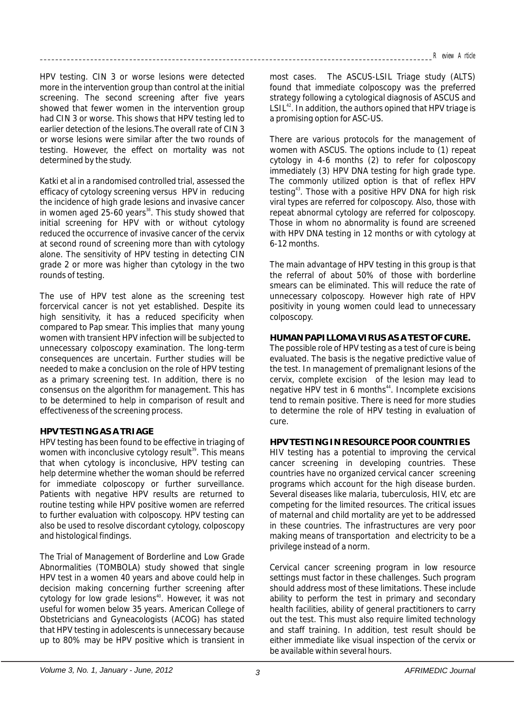HPV testing. CIN 3 or worse lesions were detected more in the intervention group than control at the initial screening. The second screening after five years showed that fewer women in the intervention group had CIN 3 or worse. This shows that HPV testing led to earlier detection of the lesions.The overall rate of CIN 3 or worse lesions were similar after the two rounds of testing. However, the effect on mortality was not determined by the study.

Katki et al in a randomised controlled trial, assessed the efficacy of cytology screening versus HPV in reducing the incidence of high grade lesions and invasive cancer in women aged 25-60 years[38]. This study showed that initial screening for HPV with or without cytology reduced the occurrence of invasive cancer of the cervix at second round of screening more than with cytology alone. The sensitivity of HPV testing in detecting CIN grade 2 or more was higher than cytology in the two rounds of testing.

The use of HPV test alone as the screening test forcervical cancer is not yet established. Despite its high sensitivity, it has a reduced specificity when compared to Pap smear. This implies that many young women with transient HPV infection will be subjected to unnecessary colposcopy examination. The long-term consequences are uncertain. Further studies will be needed to make a conclusion on the role of HPV testing as a primary screening test. In addition, there is no consensus on the algorithm for management. This has to be determined to help in comparison of result and effectiveness of the screening process.

## HPV TESTING AS A TRIAGE

HPV testing has been found to be effective in triaging of women with inconclusive cytology result[39]. This means that when cytology is inconclusive, HPV testing can help determine whether the woman should be referred for immediate colposcopy or further surveillance. Patients with negative HPV results are returned to routine testing while HPV positive women are referred to further evaluation with colposcopy. HPV testing can also be used to resolve discordant cytology, colposcopy and histological findings.

The Trial of Management of Borderline and Low Grade Abnormalities (TOMBOLA) study showed that single HPV test in a women 40 years and above could help in decision making concerning further screening after cytology for low grade lesions[40]. However, it was not useful for women below 35 years. American College of Obstetricians and Gyneacologists (ACOG) has stated that HPV testing in adolescents is unnecessary because up to 80% may be HPV positive which is transient in most cases. The ASCUS-LSIL Triage study (ALTS) found that immediate colposcopy was the preferred strategy following a cytological diagnosis of ASCUS and LSIL[42]. In addition, the authors opined that HPV triage is a promising option for ASC-US.

There are various protocols for the management of women with ASCUS. The options include to (1) repeat cytology in 4-6 months (2) to refer for colposcopy immediately (3) HPV DNA testing for high grade type. The commonly utilized option is that of reflex HPV testing[43]. Those with a positive HPV DNA for high risk viral types are referred for colposcopy. Also, those with repeat abnormal cytology are referred for colposcopy. Those in whom no abnormality is found are screened with HPV DNA testing in 12 months or with cytology at 6-12 months.

The main advantage of HPV testing in this group is that the referral of about 50% of those with borderline smears can be eliminated. This will reduce the rate of unnecessary colposcopy. However high rate of HPV positivity in young women could lead to unnecessary colposcopy.

## HUMAN PAPILLOMA VIRUS AS A TEST OF CURE.

The possible role of HPV testing as a test of cure is being evaluated. The basis is the negative predictive value of the test. In management of premalignant lesions of the cervix, complete excision of the lesion may lead to negative HPV test in 6 months[44]. Incomplete excisions tend to remain positive. There is need for more studies to determine the role of HPV testing in evaluation of cure.

## HPV TESTING IN RESOURCE POOR COUNTRIES

HIV testing has a potential to improving the cervical cancer screening in developing countries. These countries have no organized cervical cancer screening programs which account for the high disease burden. Several diseases like malaria, tuberculosis, HIV, etc are competing for the limited resources. The critical issues of maternal and child mortality are yet to be addressed in these countries. The infrastructures are very poor making means of transportation and electricity to be a privilege instead of a norm.

Cervical cancer screening program in low resource settings must factor in these challenges. Such program should address most of these limitations. These include ability to perform the test in primary and secondary health facilities, ability of general practitioners to carry out the test. This must also require limited technology and staff training. In addition, test result should be either immediate like visual inspection of the cervix or be available within several hours.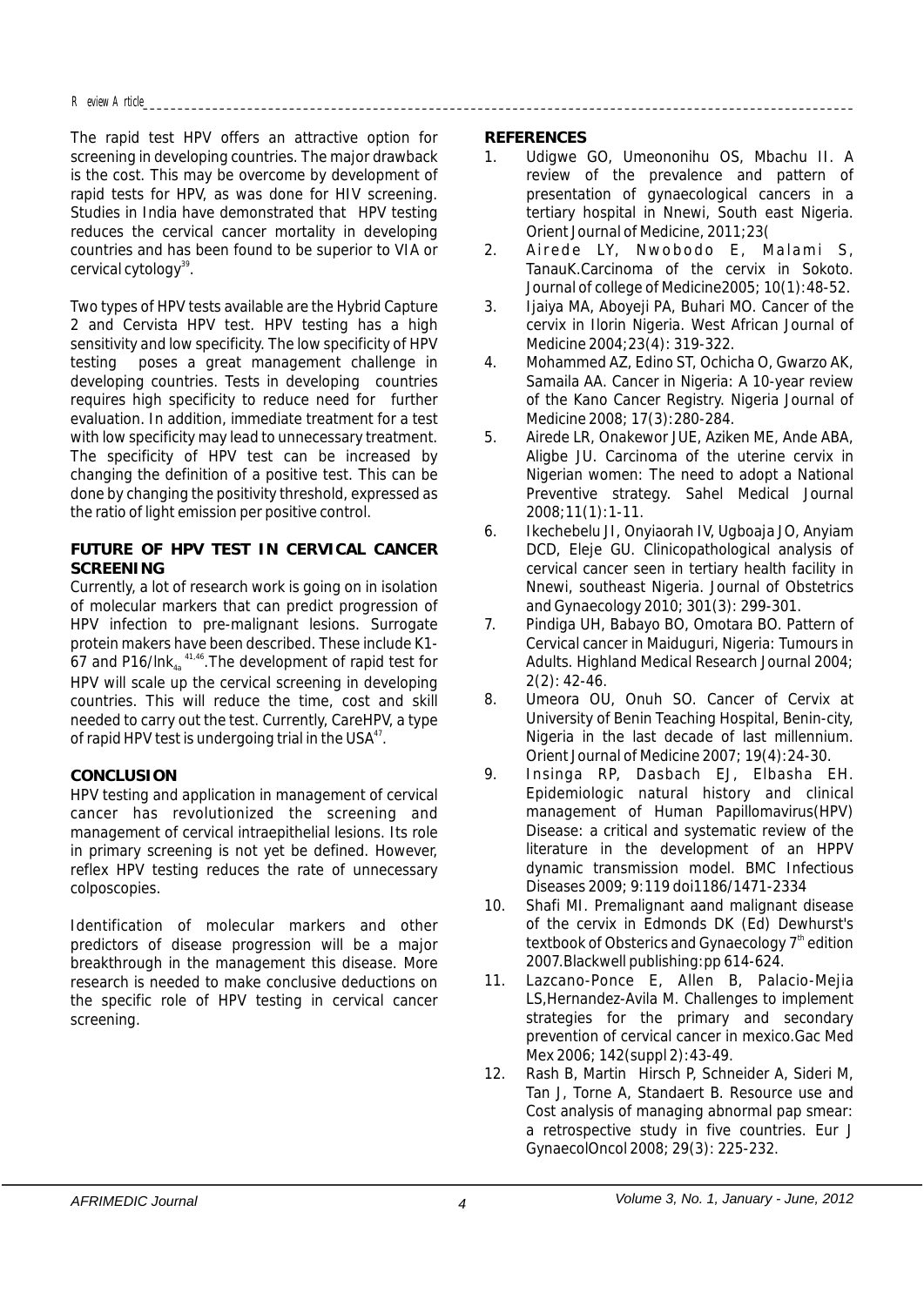The rapid test HPV offers an attractive option for screening in developing countries. The major drawback is the cost. This may be overcome by development of rapid tests for HPV, as was done for HIV screening. Studies in India have demonstrated that HPV testing reduces the cervical cancer mortality in developing countries and has been found to be superior to VIA or cervical cytology[39].

Two types of HPV tests available are the Hybrid Capture 2 and Cervista HPV test. HPV testing has a high sensitivity and low specificity. The low specificity of HPV testing poses a great management challenge in developing countries. Tests in developing countries requires high specificity to reduce need for further evaluation. In addition, immediate treatment for a test with low specificity may lead to unnecessary treatment. The specificity of HPV test can be increased by changing the definition of a positive test. This can be done by changing the positivity threshold, expressed as the ratio of light emission per positive control.

## FUTURE OF HPV TEST IN CERVICAL CANCER SCREENING

Currently, a lot of research work is going on in isolation of molecular markers that can predict progression of HPV infection to pre-malignant lesions. Surrogate protein makers have been described. These include K1-67 and $P16/Ink_{4a}$[41,46]. The development of rapid test for HPV will scale up the cervical screening in developing countries. This will reduce the time, cost and skill needed to carry out the test. Currently, CareHPV, a type of rapid HPV test is undergoing trial in the USA[47].

## CONCLUSION

HPV testing and application in management of cervical cancer has revolutionized the screening and management of cervical intraepithelial lesions. Its role in primary screening is not yet be defined. However, reflex HPV testing reduces the rate of unnecessary colposcopies.

Identification of molecular markers and other predictors of disease progression will be a major breakthrough in the management this disease. More research is needed to make conclusive deductions on the specific role of HPV testing in cervical cancer screening.

## REFERENCES

1. Udigwe GO, Umeononihu OS, Mbachu II. A review of the prevalence and pattern of presentation of gynaecological cancers in a tertiary hospital in Nnewi, South east Nigeria. Orient Journal of Medicine, 2011;23(
2. Airede LY, Nwobodo E, Malami S, TanauK.Carcinoma of the cervix in Sokoto. Journal of college of Medicine2005; 10(1):48-52.
3. Ijaiya MA, Aboyeji PA, Buhari MO. Cancer of the cervix in Ilorin Nigeria. West African Journal of Medicine 2004;23(4): 319-322.
4. Mohammed AZ, Edino ST, Ochicha O, Gwarzo AK, Samaila AA. Cancer in Nigeria: A 10-year review of the Kano Cancer Registry. Nigeria Journal of Medicine 2008; 17(3):280-284.
5. Airede LR, Onakewor JUE, Aziken ME, Ande ABA, Aligbe JU. Carcinoma of the uterine cervix in Nigerian women: The need to adopt a National Preventive strategy. Sahel Medical Journal 2008;11(1):1-11.
6. Ikechebelu JI, Onyiaorah IV, Ugboaja JO, Anyiam DCD, Eleje GU. Clinicopathological analysis of cervical cancer seen in tertiary health facility in Nnewi, southeast Nigeria. Journal of Obstetrics and Gynaecology 2010; 301(3): 299-301.
7. Pindiga UH, Babayo BO, Omotara BO. Pattern of Cervical cancer in Maiduguri, Nigeria: Tumours in Adults. Highland Medical Research Journal 2004; 2(2): 42-46.
8. Umeora OU, Onuh SO. Cancer of Cervix at University of Benin Teaching Hospital, Benin-city, Nigeria in the last decade of last millennium. Orient Journal of Medicine 2007; 19(4):24-30.
9. Insinga RP, Dasbach EJ, Elbasha EH. Epidemiologic natural history and clinical management of Human Papillomavirus(HPV) Disease: a critical and systematic review of the literature in the development of an HPPV dynamic transmission model. BMC Infectious Diseases 2009; 9:119 doi1186/1471-2334
10. Shafi MI. Premalignant aand malignant disease of the cervix in Edmonds DK (Ed) Dewhurst's textbook of Obsterics and Gynaecology 7th edition 2007.Blackwell publishing:pp 614-624.
11. Lazcano-Ponce E, Allen B, Palacio-Mejia LS,Hernandez-Avila M. Challenges to implement strategies for the primary and secondary prevention of cervical cancer in mexico.Gac Med Mex 2006; 142(suppl 2):43-49.
12. Rash B, Martin Hirsch P, Schneider A, Sideri M, Tan J, Torne A, Standaert B. Resource use and Cost analysis of managing abnormal pap smear: a retrospective study in five countries. Eur J GynaecolOncol 2008; 29(3): 225-232.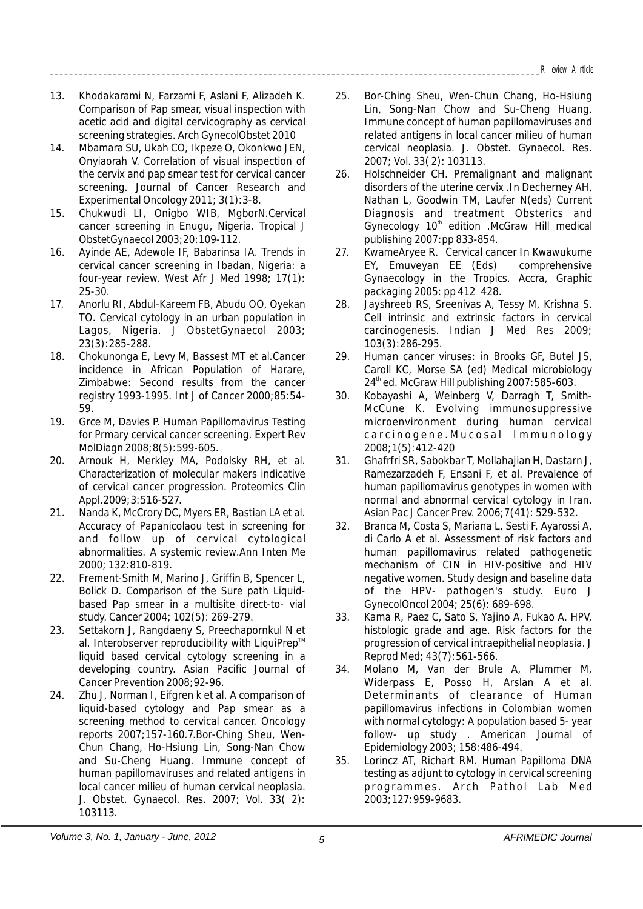13. Khodakarami N, Farzami F, Aslani F, Alizadeh K. Comparison of Pap smear, visual inspection with acetic acid and digital cervicography as cervical screening strategies. Arch GynecolObstet 2010
14. Mbamara SU, Ukah CO, Ikpeze O, Okonkwo JEN, Onyiaorah V. Correlation of visual inspection of the cervix and pap smear test for cervical cancer screening. Journal of Cancer Research and Experimental Oncology 2011; 3(1):3-8.
15. Chukwudi LI, Onigbo WIB, MgborN.Cervical cancer screening in Enugu, Nigeria. Tropical J ObstetGynaecol 2003;20:109-112.
16. Ayinde AE, Adewole IF, Babarinsa IA. Trends in cervical cancer screening in Ibadan, Nigeria: a four-year review. West Afr J Med 1998; 17(1): 25-30.
17. Anorlu RI, Abdul-Kareem FB, Abudu OO, Oyekan TO. Cervical cytology in an urban population in Lagos, Nigeria. J ObstetGynaecol 2003; 23(3):285-288.
18. Chokunonga E, Levy M, Bassest MT et al.Cancer incidence in African Population of Harare, Zimbabwe: Second results from the cancer registry 1993-1995. Int J of Cancer 2000;85:54-59.
19. Grce M, Davies P. Human Papillomavirus Testing for Prmary cervical cancer screening. Expert Rev MolDiagn 2008;8(5):599-605.
20. Arnouk H, Merkley MA, Podolsky RH, et al. Characterization of molecular makers indicative of cervical cancer progression. Proteomics Clin Appl.2009;3:516-527.
21. Nanda K, McCrory DC, Myers ER, Bastian LA et al. Accuracy of Papanicolaou test in screening for and follow up of cervical cytological abnormalities. A systemic review.Ann Inten Me 2000; 132:810-819.
22. Frement-Smith M, Marino J, Griffin B, Spencer L, Bolick D. Comparison of the Sure path Liquid-based Pap smear in a multisite direct-to- vial study. Cancer 2004; 102(5): 269-279.
23. Settakorn J, Rangdaeny S, Preechapornkul N et al. Interobserver reproducibility with LiquiPrep™ liquid based cervical cytology screening in a developing country. Asian Pacific Journal of Cancer Prevention 2008;92-96.
24. Zhu J, Norman I, Eifgren k et al. A comparison of liquid-based cytology and Pap smear as a screening method to cervical cancer. Oncology reports 2007;157-160.7.Bor-Ching Sheu, Wen-Chun Chang, Ho-Hsiung Lin, Song-Nan Chow and Su-Cheng Huang. Immune concept of human papillomaviruses and related antigens in local cancer milieu of human cervical neoplasia. J. Obstet. Gynaecol. Res. 2007; Vol. 33( 2): 103113.
25. Bor-Ching Sheu, Wen-Chun Chang, Ho-Hsiung Lin, Song-Nan Chow and Su-Cheng Huang. Immune concept of human papillomaviruses and related antigens in local cancer milieu of human cervical neoplasia. J. Obstet. Gynaecol. Res. 2007; Vol. 33( 2): 103113.
26. Holschneider CH. Premalignant and malignant disorders of the uterine cervix .In Decherney AH, Nathan L, Goodwin TM, Laufer N(eds) Current Diagnosis and treatment Obsterics and Gynecology 10th edition .McGraw Hill medical publishing 2007:pp 833-854.
27. KwameAryee R. Cervical cancer In Kwawukume EY, Emuveyan EE (Eds) comprehensive Gynaecology in the Tropics. Accra, Graphic packaging 2005: pp 412 428.
28. Jayshreeb RS, Sreenivas A, Tessy M, Krishna S. Cell intrinsic and extrinsic factors in cervical carcinogenesis. Indian J Med Res 2009; 103(3):286-295.
29. Human cancer viruses: in Brooks GF, Butel JS, Caroll KC, Morse SA (ed) Medical microbiology 24th ed. McGraw Hill publishing 2007:585-603.
30. Kobayashi A, Weinberg V, Darragh T, Smith-McCune K. Evolving immunosuppressive microenvironment during human cervical carcinogene.Mucosal Immunology 2008;1(5):412-420
31. Ghafrfri SR, Sabokbar T, Mollahajian H, Dastarn J, Ramezarzadeh F, Ensani F, et al. Prevalence of human papillomavirus genotypes in women with normal and abnormal cervical cytology in Iran. Asian Pac J Cancer Prev. 2006;7(41): 529-532.
32. Branca M, Costa S, Mariana L, Sesti F, Ayarossi A, di Carlo A et al. Assessment of risk factors and human papillomavirus related pathogenetic mechanism of CIN in HIV-positive and HIV negative women. Study design and baseline data of the HPV- pathogen's study. Euro J GynecolOncol 2004; 25(6): 689-698.
33. Kama R, Paez C, Sato S, Yajino A, Fukao A. HPV, histologic grade and age. Risk factors for the progression of cervical intraepithelial neoplasia. J Reprod Med; 43(7):561-566.
34. Molano M, Van der Brule A, Plummer M, Widerpass E, Posso H, Arslan A et al. Determinants of clearance of Human papillomavirus infections in Colombian women with normal cytology: A population based 5- year follow- up study . American Journal of Epidemiology 2003; 158:486-494.
35. Lorincz AT, Richart RM. Human Papilloma DNA testing as adjunt to cytology in cervical screening programmes. Arch Pathol Lab Med 2003;127:959-9683.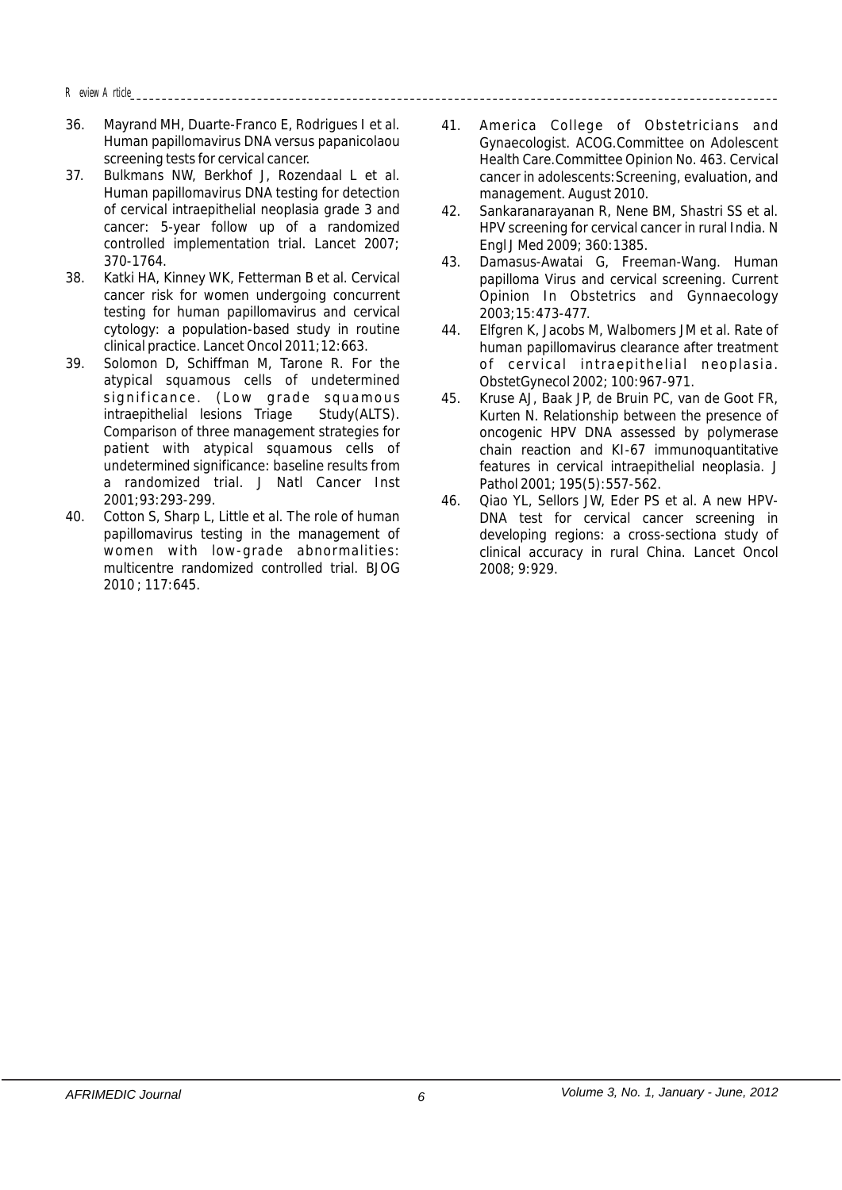36. Mayrand MH, Duarte-Franco E, Rodrigues I et al. Human papillomavirus DNA versus papanicolaou screening tests for cervical cancer.
37. Bulkmans NW, Berkhof J, Rozendaal L et al. Human papillomavirus DNA testing for detection of cervical intraepithelial neoplasia grade 3 and cancer: 5-year follow up of a randomized controlled implementation trial. Lancet 2007; 370-1764.
38. Katki HA, Kinney WK, Fetterman B et al. Cervical cancer risk for women undergoing concurrent testing for human papillomavirus and cervical cytology: a population-based study in routine clinical practice. Lancet Oncol 2011;12:663.
39. Solomon D, Schiffman M, Tarone R. For the atypical squamous cells of undetermined significance. (Low grade squamous intraepithelial lesions Triage Study(ALTS). Comparison of three management strategies for patient with atypical squamous cells of undetermined significance: baseline results from a randomized trial. J Natl Cancer Inst 2001;93:293-299.
40. Cotton S, Sharp L, Little et al. The role of human papillomavirus testing in the management of women with low-grade abnormalities: multicentre randomized controlled trial. BJOG 2010 ; 117:645.
41. America College of Obstetricians and Gynaecologist. ACOG.Committee on Adolescent Health Care.Committee Opinion No. 463. Cervical cancer in adolescents:Screening, evaluation, and management. August 2010.
42. Sankaranarayanan R, Nene BM, Shastri SS et al. HPV screening for cervical cancer in rural India. N Engl J Med 2009; 360:1385.
43. Damasus-Awatai G, Freeman-Wang. Human papilloma Virus and cervical screening. Current Opinion In Obstetrics and Gynnaecology 2003;15:473-477.
44. Elfgren K, Jacobs M, Walbomers JM et al. Rate of human papillomavirus clearance after treatment of cervical intraepithelial neoplasia. ObstetGynecol 2002; 100:967-971.
45. Kruse AJ, Baak JP, de Bruin PC, van de Goot FR, Kurten N. Relationship between the presence of oncogenic HPV DNA assessed by polymerase chain reaction and KI-67 immunoquantitative features in cervical intraepithelial neoplasia. J Pathol 2001; 195(5):557-562.
46. Qiao YL, Sellors JW, Eder PS et al. A new HPV-DNA test for cervical cancer screening in developing regions: a cross-sectiona study of clinical accuracy in rural China. Lancet Oncol 2008; 9:929.